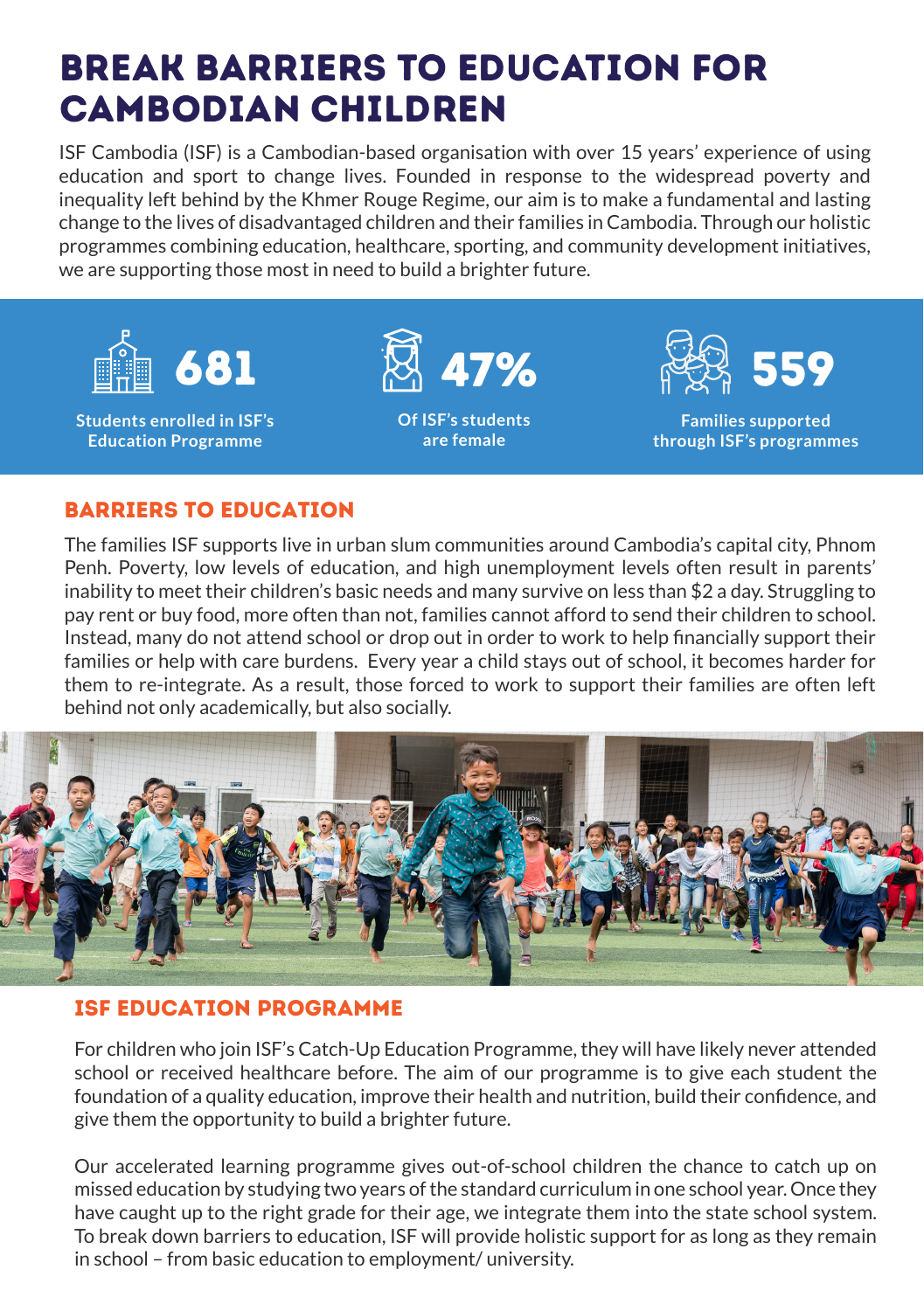# BREAK BARRIERS TO EDUCATION FOR CAMBODIAN CHILDREN

ISF Cambodia (ISF) is a Cambodian-based organisation with over 15 years' experience of using education and sport to change lives. Founded in response to the widespread poverty and inequality left behind by the Khmer Rouge Regime, our aim is to make a fundamental and lasting change to the lives of disadvantaged children and their families in Cambodia. Through our holistic programmes combining education, healthcare, sporting, and community development initiatives, we are supporting those most in need to build a brighter future.

**681**
**Students enrolled in ISF's Education Programme**

**47%**
**Of ISF's students are female**

**559**
**Families supported through ISF's programmes**

## BARRIERS TO EDUCATION

The families ISF supports live in urban slum communities around Cambodia's capital city, Phnom Penh. Poverty, low levels of education, and high unemployment levels often result in parents' inability to meet their children's basic needs and many survive on less than $2 a day. Struggling to pay rent or buy food, more often than not, families cannot afford to send their children to school. Instead, many do not attend school or drop out in order to work to help financially support their families or help with care burdens. Every year a child stays out of school, it becomes harder for them to re-integrate. As a result, those forced to work to support their families are often left behind not only academically, but also socially.

## ISF EDUCATION PROGRAMME

For children who join ISF's Catch-Up Education Programme, they will have likely never attended school or received healthcare before. The aim of our programme is to give each student the foundation of a quality education, improve their health and nutrition, build their confidence, and give them the opportunity to build a brighter future.

Our accelerated learning programme gives out-of-school children the chance to catch up on missed education by studying two years of the standard curriculum in one school year. Once they have caught up to the right grade for their age, we integrate them into the state school system. To break down barriers to education, ISF will provide holistic support for as long as they remain in school – from basic education to employment/ university.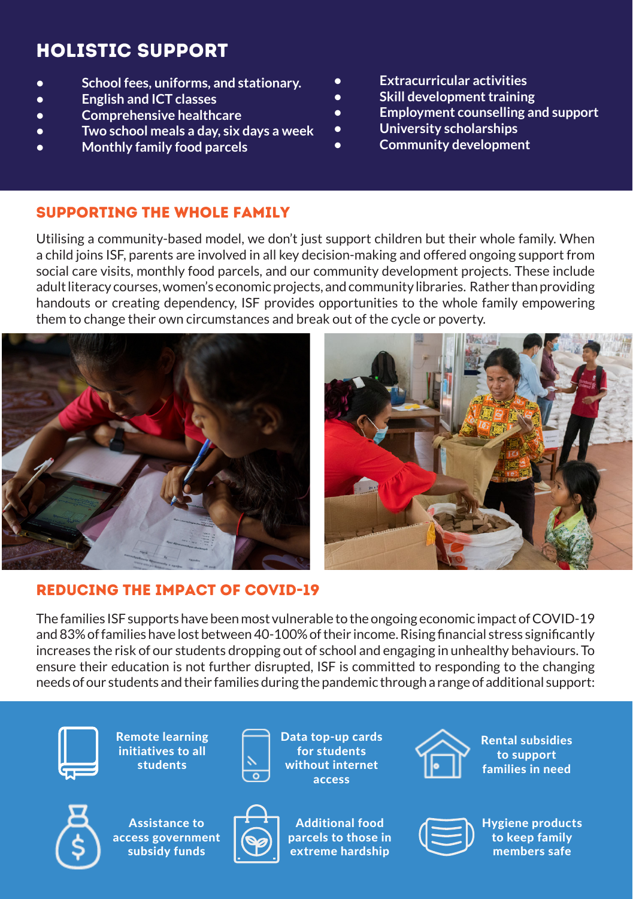## HOLISTIC SUPPORT

- School fees, uniforms, and stationary.
- English and ICT classes
- Comprehensive healthcare
- Two school meals a day, six days a week
- Monthly family food parcels
- Extracurricular activities
- Skill development training
- Employment counselling and support
- University scholarships
- Community development

## SUPPORTING THE WHOLE FAMILY

Utilising a community-based model, we don't just support children but their whole family. When a child joins ISF, parents are involved in all key decision-making and offered ongoing support from social care visits, monthly food parcels, and our community development projects. These include adult literacy courses, women's economic projects, and community libraries. Rather than providing handouts or creating dependency, ISF provides opportunities to the whole family empowering them to change their own circumstances and break out of the cycle or poverty.

## REDUCING THE IMPACT OF COVID-19

The families ISF supports have been most vulnerable to the ongoing economic impact of COVID-19 and 83% of families have lost between 40-100% of their income. Rising financial stress significantly increases the risk of our students dropping out of school and engaging in unhealthy behaviours. To ensure their education is not further disrupted, ISF is committed to responding to the changing needs of our students and their families during the pandemic through a range of additional support:

- Remote learning initiatives to all students
- Data top-up cards for students without internet access
- Rental subsidies to support families in need
- Assistance to access government subsidy funds
- Additional food parcels to those in extreme hardship
- Hygiene products to keep family members safe